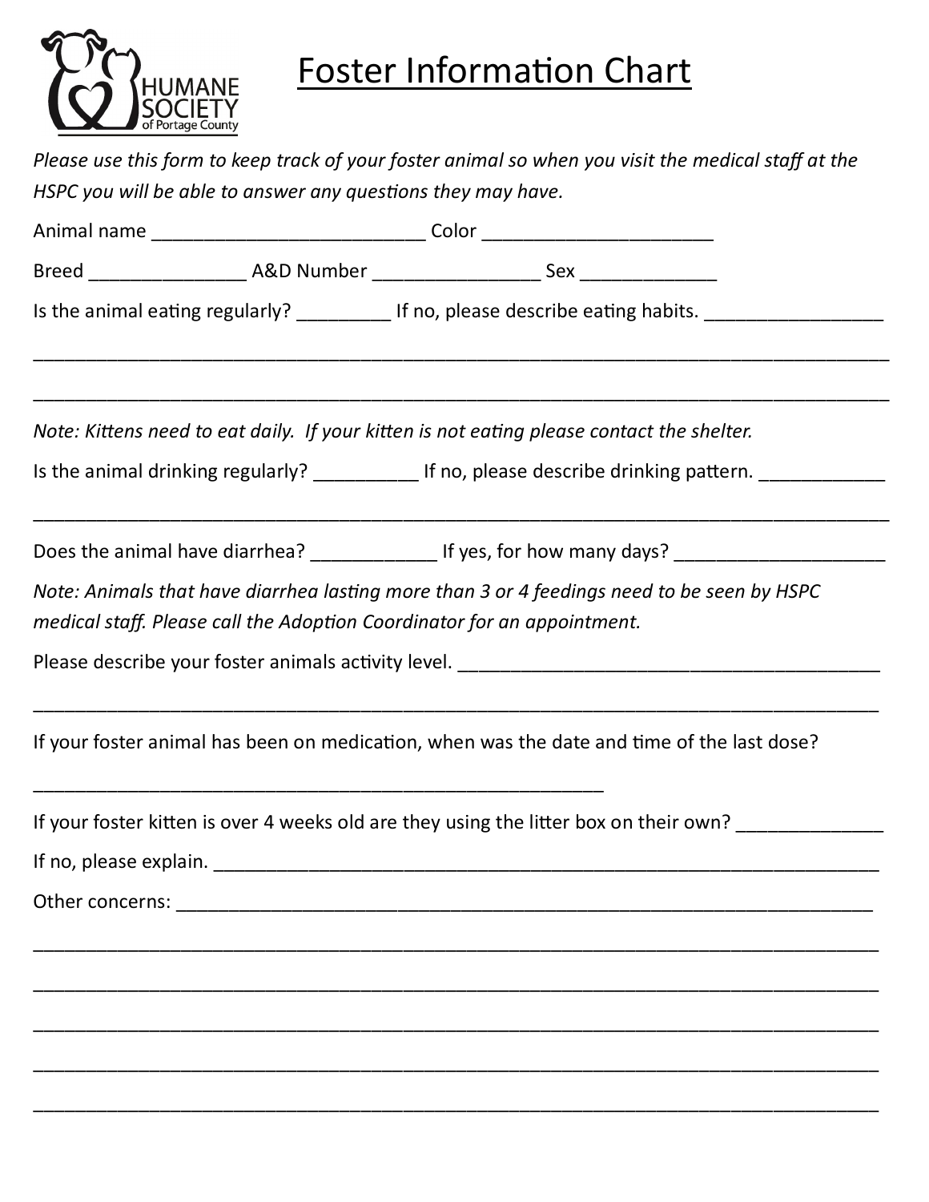HUMANE SOCIETY of Portage County

# Foster Information Chart

*Please use this form to keep track of your foster animal so when you visit the medical staff at the HSPC you will be able to answer any questions they may have.*

Animal name __________________________ Color ______________________

Breed _______________ A&D Number ________________ Sex _____________

Is the animal eating regularly? _________ If no, please describe eating habits. _________________

_________________________________________________________________________________

_________________________________________________________________________________

*Note: Kittens need to eat daily. If your kitten is not eating please contact the shelter.*

Is the animal drinking regularly? __________ If no, please describe drinking pattern. ____________

_________________________________________________________________________________

Does the animal have diarrhea? ____________ If yes, for how many days? ____________________

*Note: Animals that have diarrhea lasting more than 3 or 4 feedings need to be seen by HSPC medical staff. Please call the Adoption Coordinator for an appointment.*

Please describe your foster animals activity level. ________________________________________

_________________________________________________________________________________

If your foster animal has been on medication, when was the date and time of the last dose?

_______________________________________________________

If your foster kitten is over 4 weeks old are they using the litter box on their own? ______________

If no, please explain. ________________________________________________________________

Other concerns: ____________________________________________________________________

_________________________________________________________________________________

_________________________________________________________________________________

_________________________________________________________________________________

_________________________________________________________________________________

_________________________________________________________________________________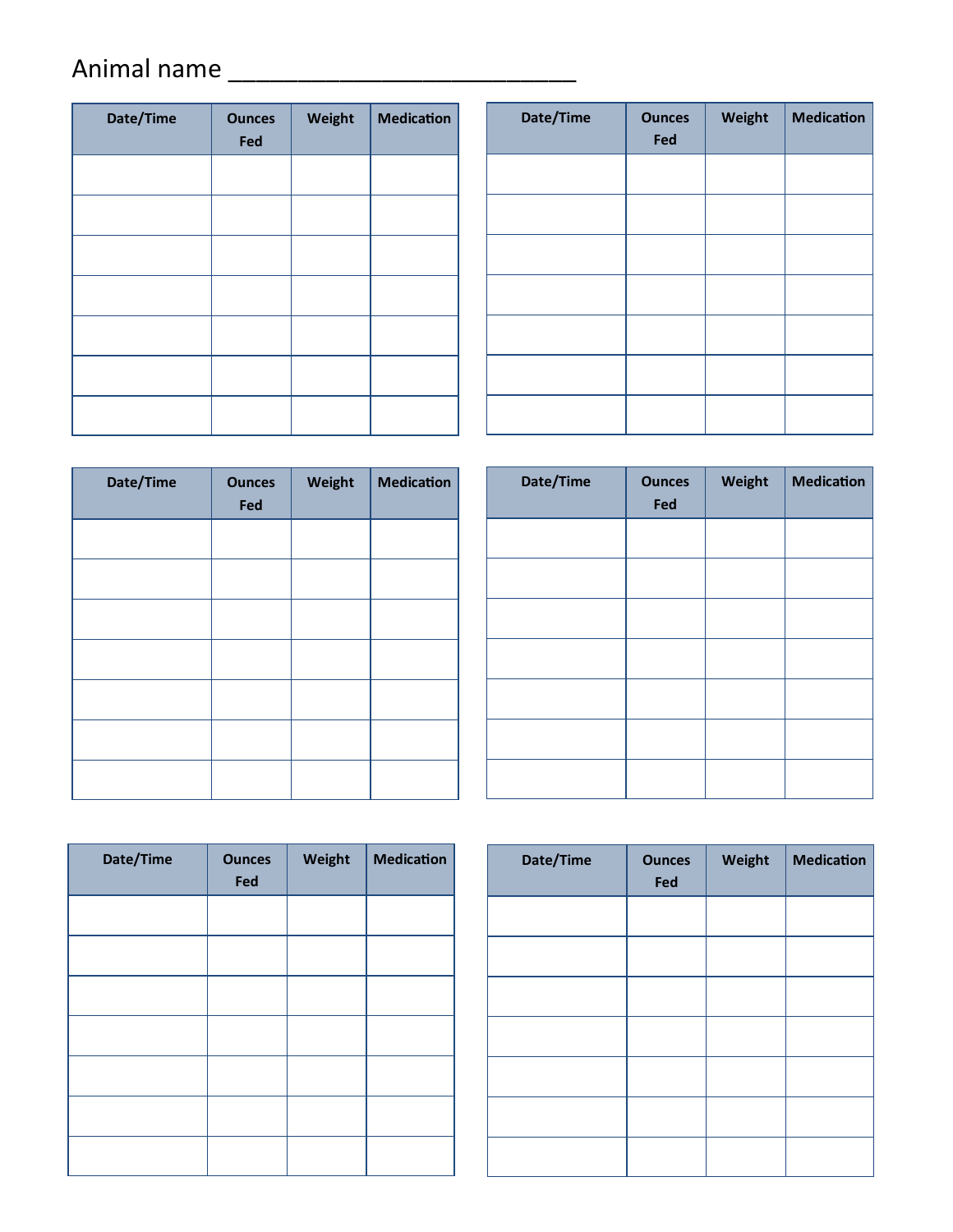Animal name ___________________________

| Date/Time | Ounces Fed | Weight | Medication |
|---|---|---|---|
| | | | |
| | | | |
| | | | |
| | | | |
| | | | |
| | | | |
| | | | |

| Date/Time | Ounces Fed | Weight | Medication |
|---|---|---|---|
| | | | |
| | | | |
| | | | |
| | | | |
| | | | |
| | | | |
| | | | |

| Date/Time | Ounces Fed | Weight | Medication |
|---|---|---|---|
| | | | |
| | | | |
| | | | |
| | | | |
| | | | |
| | | | |
| | | | |

| Date/Time | Ounces Fed | Weight | Medication |
|---|---|---|---|
| | | | |
| | | | |
| | | | |
| | | | |
| | | | |
| | | | |
| | | | |

| Date/Time | Ounces Fed | Weight | Medication |
|---|---|---|---|
| | | | |
| | | | |
| | | | |
| | | | |
| | | | |
| | | | |
| | | | |

| Date/Time | Ounces Fed | Weight | Medication |
|---|---|---|---|
| | | | |
| | | | |
| | | | |
| | | | |
| | | | |
| | | | |
| | | | |